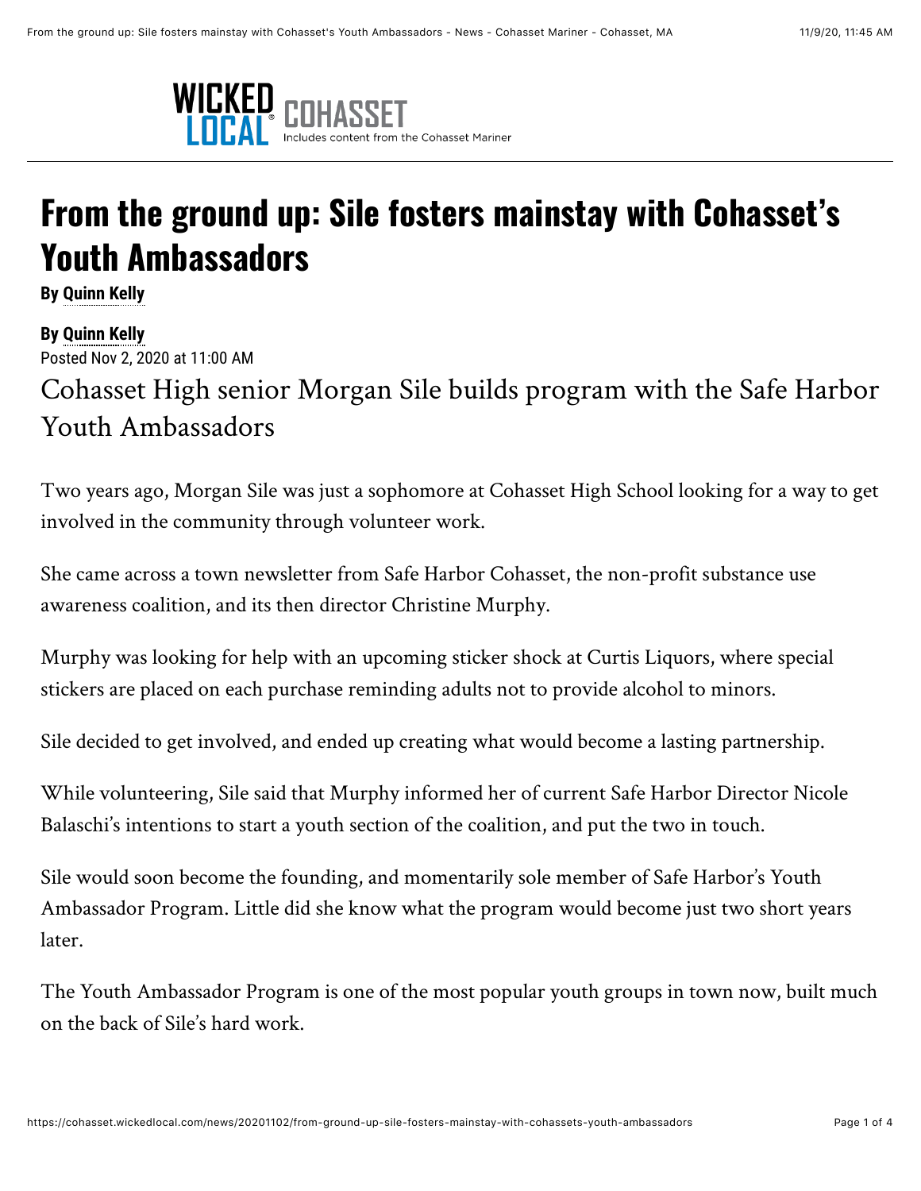WICKED LOCAL COHASSET
Includes content from the Cohasset Mariner

# From the ground up: Sile fosters mainstay with Cohasset's Youth Ambassadors

**By Quinn Kelly**

**By Quinn Kelly**
Posted Nov 2, 2020 at 11:00 AM

## Cohasset High senior Morgan Sile builds program with the Safe Harbor Youth Ambassadors

Two years ago, Morgan Sile was just a sophomore at Cohasset High School looking for a way to get involved in the community through volunteer work.

She came across a town newsletter from Safe Harbor Cohasset, the non-profit substance use awareness coalition, and its then director Christine Murphy.

Murphy was looking for help with an upcoming sticker shock at Curtis Liquors, where special stickers are placed on each purchase reminding adults not to provide alcohol to minors.

Sile decided to get involved, and ended up creating what would become a lasting partnership.

While volunteering, Sile said that Murphy informed her of current Safe Harbor Director Nicole Balaschi's intentions to start a youth section of the coalition, and put the two in touch.

Sile would soon become the founding, and momentarily sole member of Safe Harbor's Youth Ambassador Program. Little did she know what the program would become just two short years later.

The Youth Ambassador Program is one of the most popular youth groups in town now, built much on the back of Sile's hard work.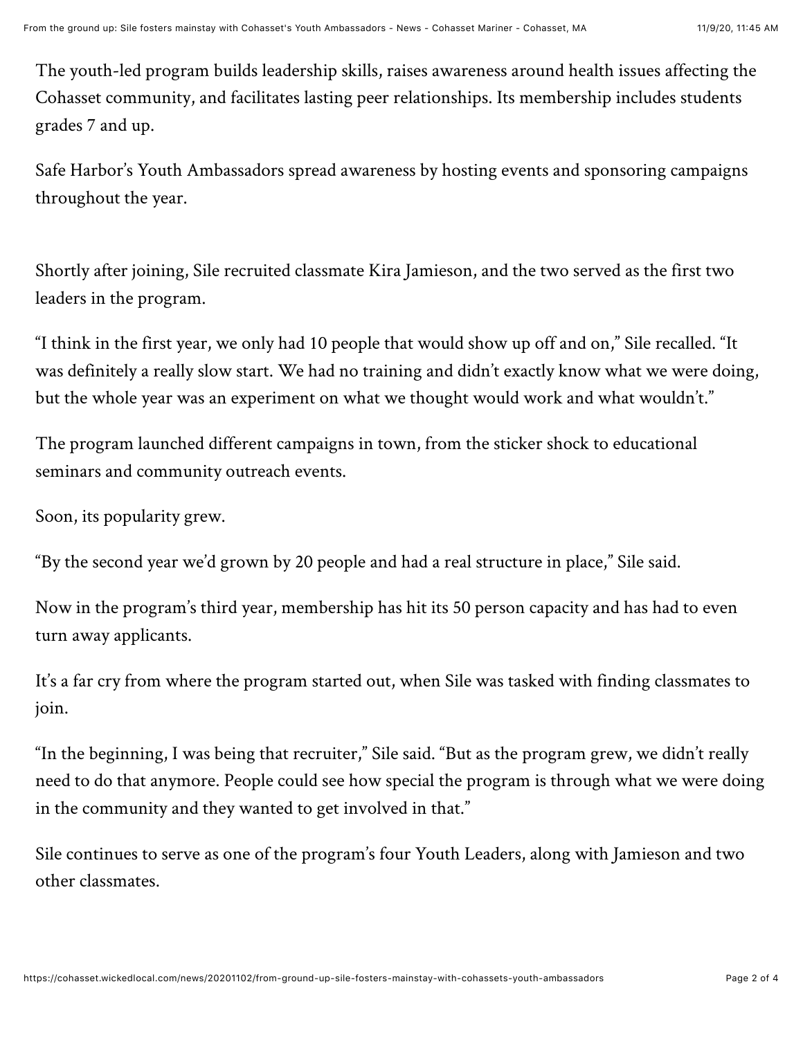The youth-led program builds leadership skills, raises awareness around health issues affecting the Cohasset community, and facilitates lasting peer relationships. Its membership includes students grades 7 and up.

Safe Harbor's Youth Ambassadors spread awareness by hosting events and sponsoring campaigns throughout the year.

Shortly after joining, Sile recruited classmate Kira Jamieson, and the two served as the first two leaders in the program.

"I think in the first year, we only had 10 people that would show up off and on," Sile recalled. "It was definitely a really slow start. We had no training and didn't exactly know what we were doing, but the whole year was an experiment on what we thought would work and what wouldn't."

The program launched different campaigns in town, from the sticker shock to educational seminars and community outreach events.

Soon, its popularity grew.

"By the second year we'd grown by 20 people and had a real structure in place," Sile said.

Now in the program's third year, membership has hit its 50 person capacity and has had to even turn away applicants.

It's a far cry from where the program started out, when Sile was tasked with finding classmates to join.

"In the beginning, I was being that recruiter," Sile said. "But as the program grew, we didn't really need to do that anymore. People could see how special the program is through what we were doing in the community and they wanted to get involved in that."

Sile continues to serve as one of the program's four Youth Leaders, along with Jamieson and two other classmates.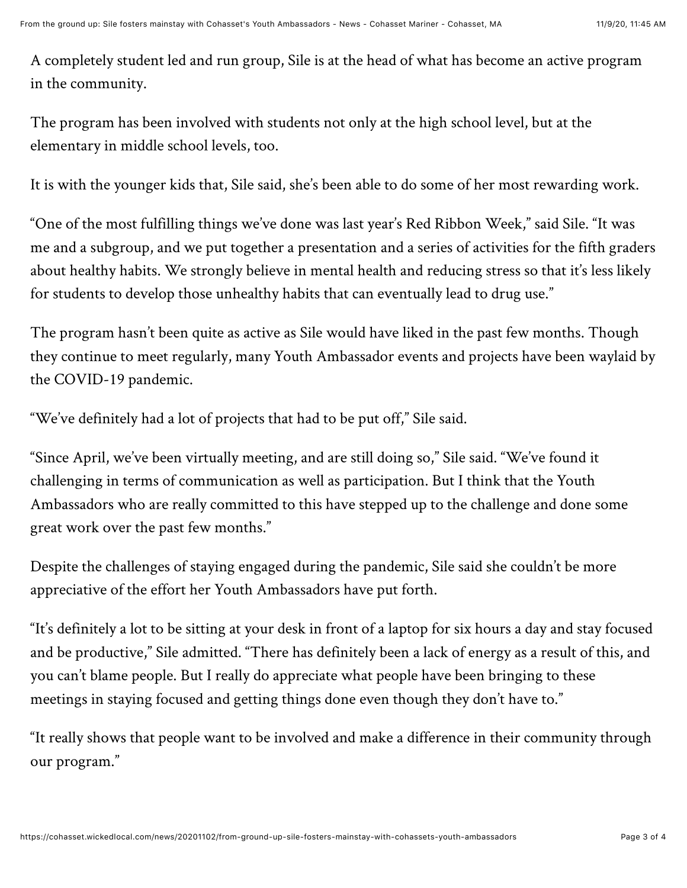A completely student led and run group, Sile is at the head of what has become an active program in the community.

The program has been involved with students not only at the high school level, but at the elementary in middle school levels, too.

It is with the younger kids that, Sile said, she's been able to do some of her most rewarding work.

"One of the most fulfilling things we've done was last year's Red Ribbon Week," said Sile. "It was me and a subgroup, and we put together a presentation and a series of activities for the fifth graders about healthy habits. We strongly believe in mental health and reducing stress so that it's less likely for students to develop those unhealthy habits that can eventually lead to drug use."

The program hasn't been quite as active as Sile would have liked in the past few months. Though they continue to meet regularly, many Youth Ambassador events and projects have been waylaid by the COVID-19 pandemic.

"We've definitely had a lot of projects that had to be put off," Sile said.

"Since April, we've been virtually meeting, and are still doing so," Sile said. "We've found it challenging in terms of communication as well as participation. But I think that the Youth Ambassadors who are really committed to this have stepped up to the challenge and done some great work over the past few months."

Despite the challenges of staying engaged during the pandemic, Sile said she couldn't be more appreciative of the effort her Youth Ambassadors have put forth.

"It's definitely a lot to be sitting at your desk in front of a laptop for six hours a day and stay focused and be productive," Sile admitted. "There has definitely been a lack of energy as a result of this, and you can't blame people. But I really do appreciate what people have been bringing to these meetings in staying focused and getting things done even though they don't have to."

"It really shows that people want to be involved and make a difference in their community through our program."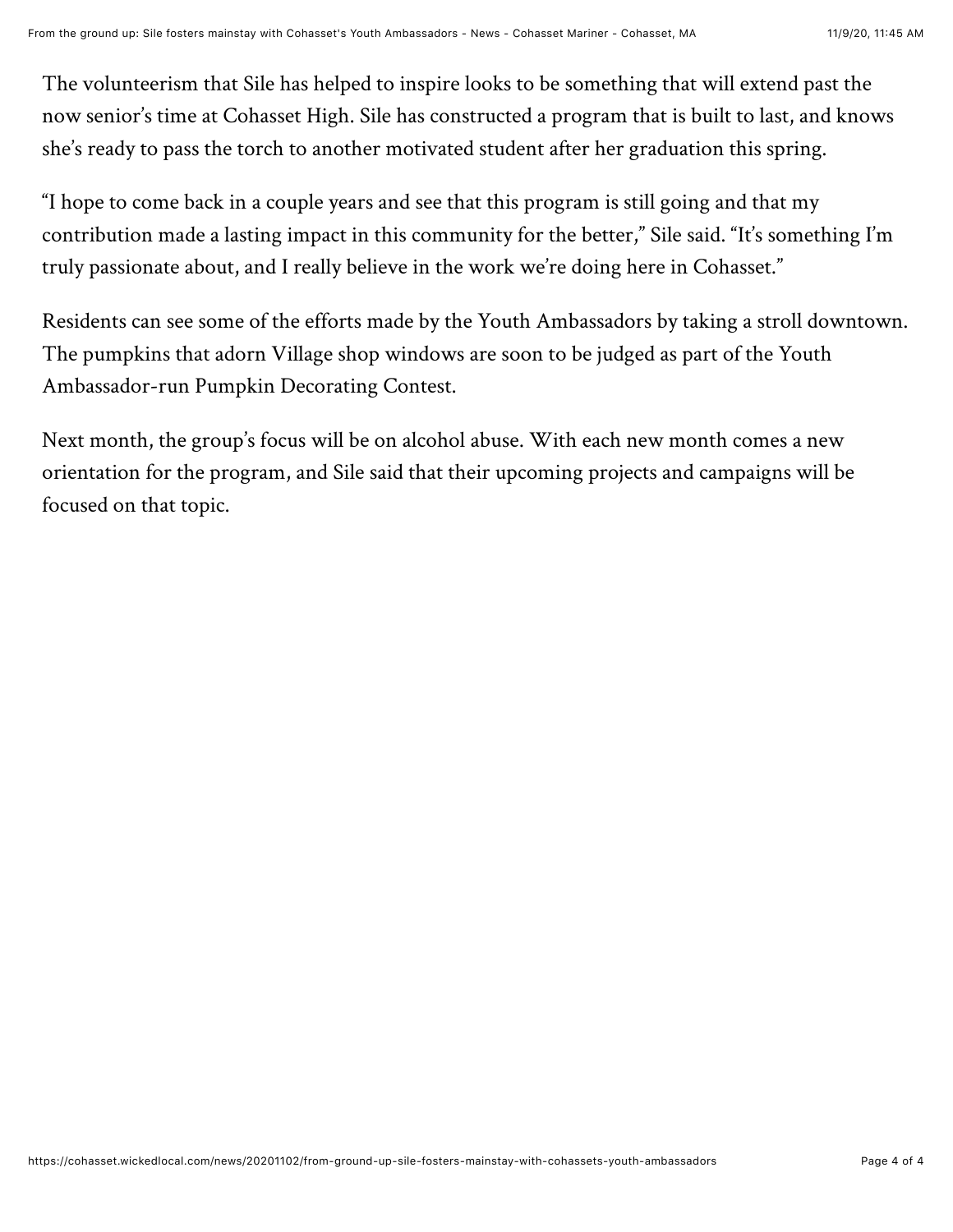The volunteerism that Sile has helped to inspire looks to be something that will extend past the now senior's time at Cohasset High. Sile has constructed a program that is built to last, and knows she's ready to pass the torch to another motivated student after her graduation this spring.

"I hope to come back in a couple years and see that this program is still going and that my contribution made a lasting impact in this community for the better," Sile said. "It's something I'm truly passionate about, and I really believe in the work we're doing here in Cohasset."

Residents can see some of the efforts made by the Youth Ambassadors by taking a stroll downtown. The pumpkins that adorn Village shop windows are soon to be judged as part of the Youth Ambassador-run Pumpkin Decorating Contest.

Next month, the group's focus will be on alcohol abuse. With each new month comes a new orientation for the program, and Sile said that their upcoming projects and campaigns will be focused on that topic.